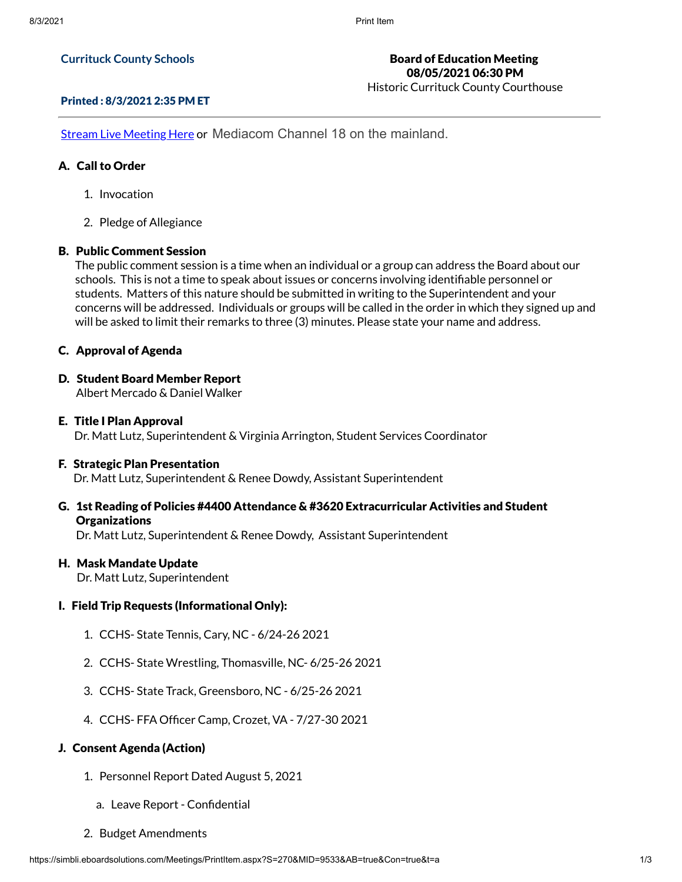**Currituck County Schools**

**Board of Education Meeting**
**08/05/2021 06:30 PM**
Historic Currituck County Courthouse

**Printed : 8/3/2021 2:35 PM ET**

---

Stream Live Meeting Here or Mediacom Channel 18 on the mainland.

### A. Call to Order

1. Invocation
2. Pledge of Allegiance

### B. Public Comment Session

The public comment session is a time when an individual or a group can address the Board about our schools. This is not a time to speak about issues or concerns involving identifiable personnel or students. Matters of this nature should be submitted in writing to the Superintendent and your concerns will be addressed. Individuals or groups will be called in the order in which they signed up and will be asked to limit their remarks to three (3) minutes. Please state your name and address.

### C. Approval of Agenda

### D. Student Board Member Report

Albert Mercado & Daniel Walker

### E. Title I Plan Approval

Dr. Matt Lutz, Superintendent & Virginia Arrington, Student Services Coordinator

### F. Strategic Plan Presentation

Dr. Matt Lutz, Superintendent & Renee Dowdy, Assistant Superintendent

### G. 1st Reading of Policies #4400 Attendance & #3620 Extracurricular Activities and Student Organizations

Dr. Matt Lutz, Superintendent & Renee Dowdy, Assistant Superintendent

### H. Mask Mandate Update

Dr. Matt Lutz, Superintendent

### I. Field Trip Requests (Informational Only):

1. CCHS- State Tennis, Cary, NC - 6/24-26 2021
2. CCHS- State Wrestling, Thomasville, NC- 6/25-26 2021
3. CCHS- State Track, Greensboro, NC - 6/25-26 2021
4. CCHS- FFA Officer Camp, Crozet, VA - 7/27-30 2021

### J. Consent Agenda (Action)

1. Personnel Report Dated August 5, 2021
    a. Leave Report - Confidential
2. Budget Amendments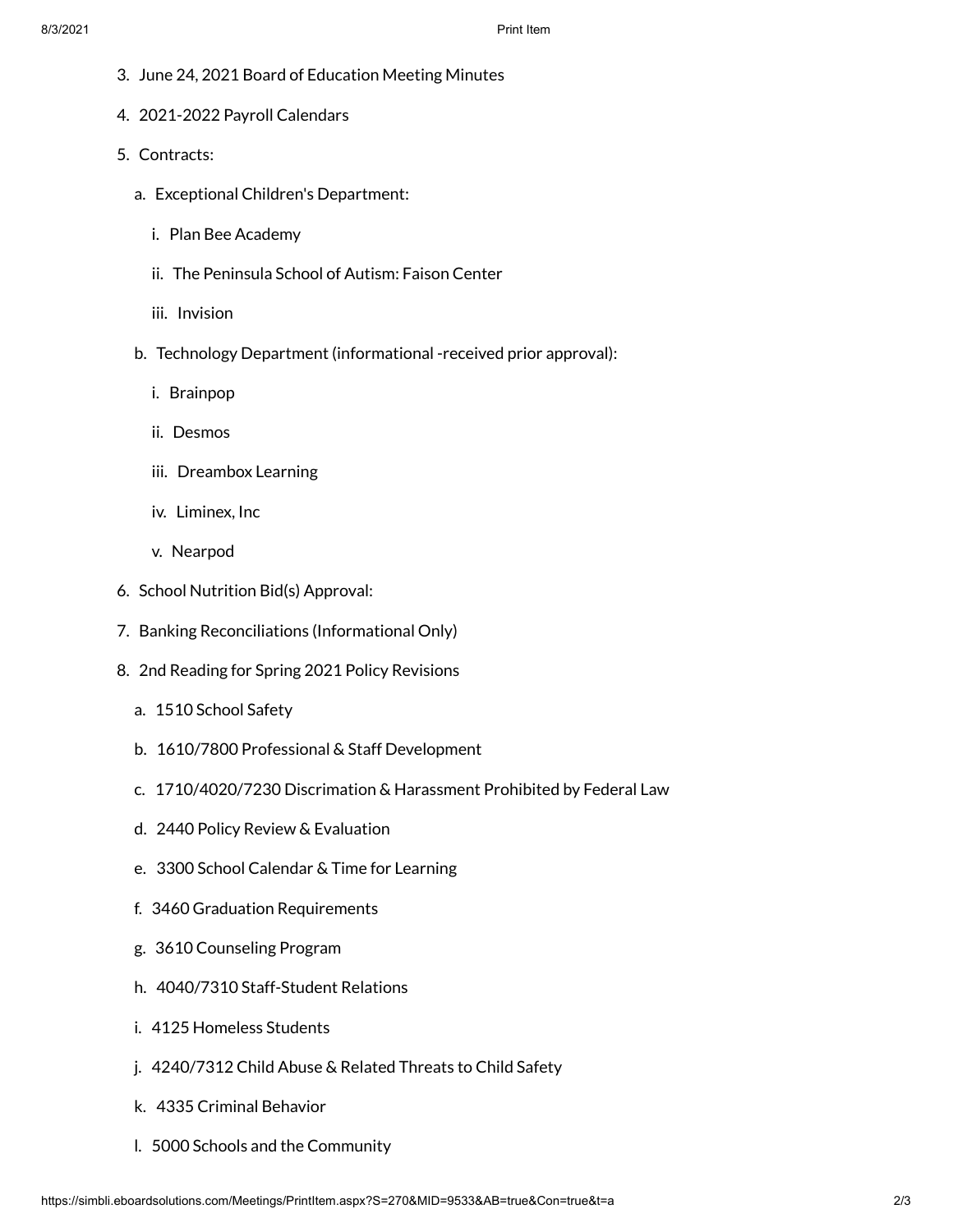3. June 24, 2021 Board of Education Meeting Minutes
4. 2021-2022 Payroll Calendars
5. Contracts:
   - a. Exceptional Children's Department:
     - i. Plan Bee Academy
     - ii. The Peninsula School of Autism: Faison Center
     - iii. Invision
   - b. Technology Department (informational -received prior approval):
     - i. Brainpop
     - ii. Desmos
     - iii. Dreambox Learning
     - iv. Liminex, Inc
     - v. Nearpod
6. School Nutrition Bid(s) Approval:
7. Banking Reconciliations (Informational Only)
8. 2nd Reading for Spring 2021 Policy Revisions
   - a. 1510 School Safety
   - b. 1610/7800 Professional & Staff Development
   - c. 1710/4020/7230 Discrimation & Harassment Prohibited by Federal Law
   - d. 2440 Policy Review & Evaluation
   - e. 3300 School Calendar & Time for Learning
   - f. 3460 Graduation Requirements
   - g. 3610 Counseling Program
   - h. 4040/7310 Staff-Student Relations
   - i. 4125 Homeless Students
   - j. 4240/7312 Child Abuse & Related Threats to Child Safety
   - k. 4335 Criminal Behavior
   - l. 5000 Schools and the Community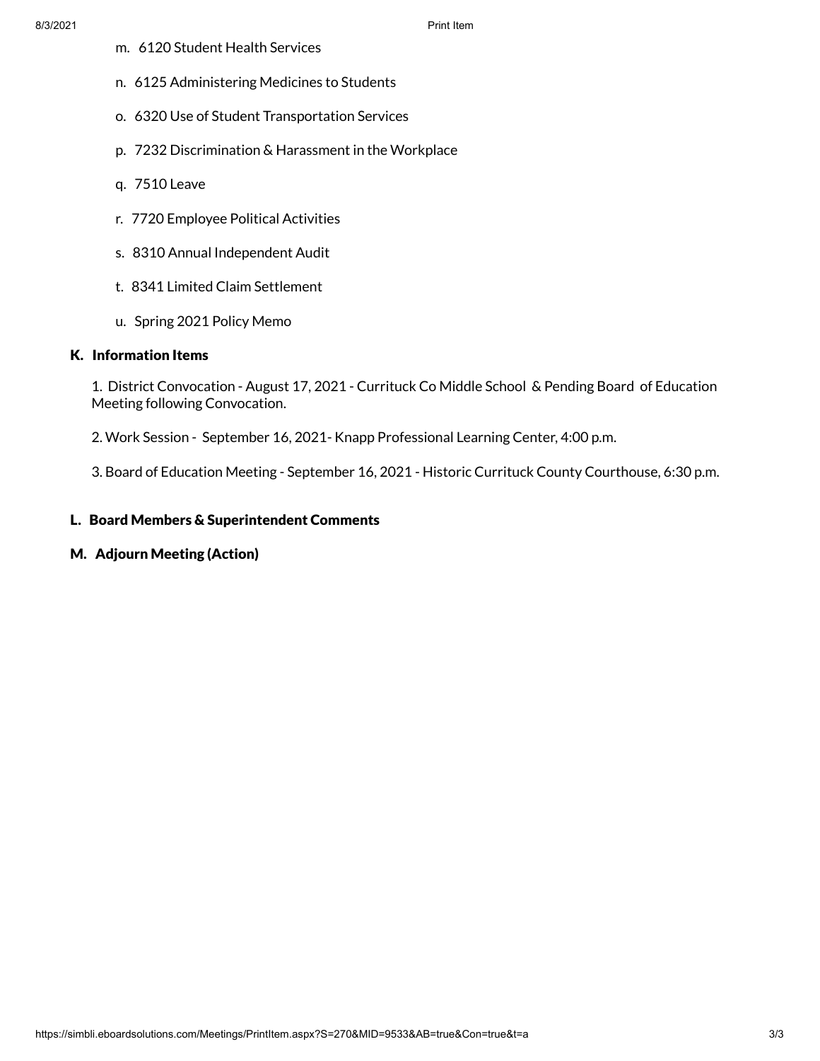m. 6120 Student Health Services

n. 6125 Administering Medicines to Students

o. 6320 Use of Student Transportation Services

p. 7232 Discrimination & Harassment in the Workplace

q. 7510 Leave

r. 7720 Employee Political Activities

s. 8310 Annual Independent Audit

t. 8341 Limited Claim Settlement

u. Spring 2021 Policy Memo

## K. Information Items

1. District Convocation - August 17, 2021 - Currituck Co Middle School & Pending Board of Education Meeting following Convocation.

2. Work Session - September 16, 2021- Knapp Professional Learning Center, 4:00 p.m.

3. Board of Education Meeting - September 16, 2021 - Historic Currituck County Courthouse, 6:30 p.m.

## L. Board Members & Superintendent Comments

## M. Adjourn Meeting (Action)